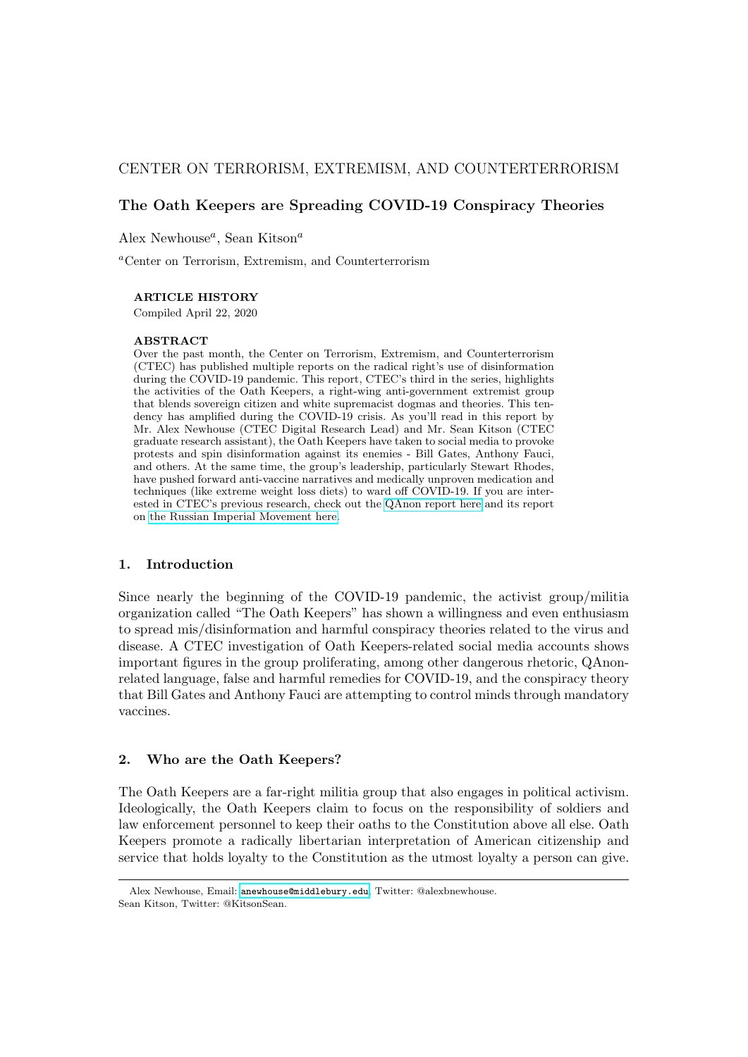CENTER ON TERRORISM, EXTREMISM, AND COUNTERTERRORISM

# The Oath Keepers are Spreading COVID-19 Conspiracy Theories

Alex Newhouse[a], Sean Kitson[a]

[a]Center on Terrorism, Extremism, and Counterterrorism

**ARTICLE HISTORY**

Compiled April 22, 2020

**ABSTRACT**

Over the past month, the Center on Terrorism, Extremism, and Counterterrorism (CTEC) has published multiple reports on the radical right's use of disinformation during the COVID-19 pandemic. This report, CTEC's third in the series, highlights the activities of the Oath Keepers, a right-wing anti-government extremist group that blends sovereign citizen and white supremacist dogmas and theories. This tendency has amplified during the COVID-19 crisis. As you'll read in this report by Mr. Alex Newhouse (CTEC Digital Research Lead) and Mr. Sean Kitson (CTEC graduate research assistant), the Oath Keepers have taken to social media to provoke protests and spin disinformation against its enemies - Bill Gates, Anthony Fauci, and others. At the same time, the group's leadership, particularly Stewart Rhodes, have pushed forward anti-vaccine narratives and medically unproven medication and techniques (like extreme weight loss diets) to ward off COVID-19. If you are interested in CTEC's previous research, check out the QAnon report here and its report on the Russian Imperial Movement here.

## 1. Introduction

Since nearly the beginning of the COVID-19 pandemic, the activist group/militia organization called "The Oath Keepers" has shown a willingness and even enthusiasm to spread mis/disinformation and harmful conspiracy theories related to the virus and disease. A CTEC investigation of Oath Keepers-related social media accounts shows important figures in the group proliferating, among other dangerous rhetoric, QAnon-related language, false and harmful remedies for COVID-19, and the conspiracy theory that Bill Gates and Anthony Fauci are attempting to control minds through mandatory vaccines.

## 2. Who are the Oath Keepers?

The Oath Keepers are a far-right militia group that also engages in political activism. Ideologically, the Oath Keepers claim to focus on the responsibility of soldiers and law enforcement personnel to keep their oaths to the Constitution above all else. Oath Keepers promote a radically libertarian interpretation of American citizenship and service that holds loyalty to the Constitution as the utmost loyalty a person can give.

---

Alex Newhouse, Email: anewhouse@middlebury.edu, Twitter: @alexbnewhouse.
Sean Kitson, Twitter: @KitsonSean.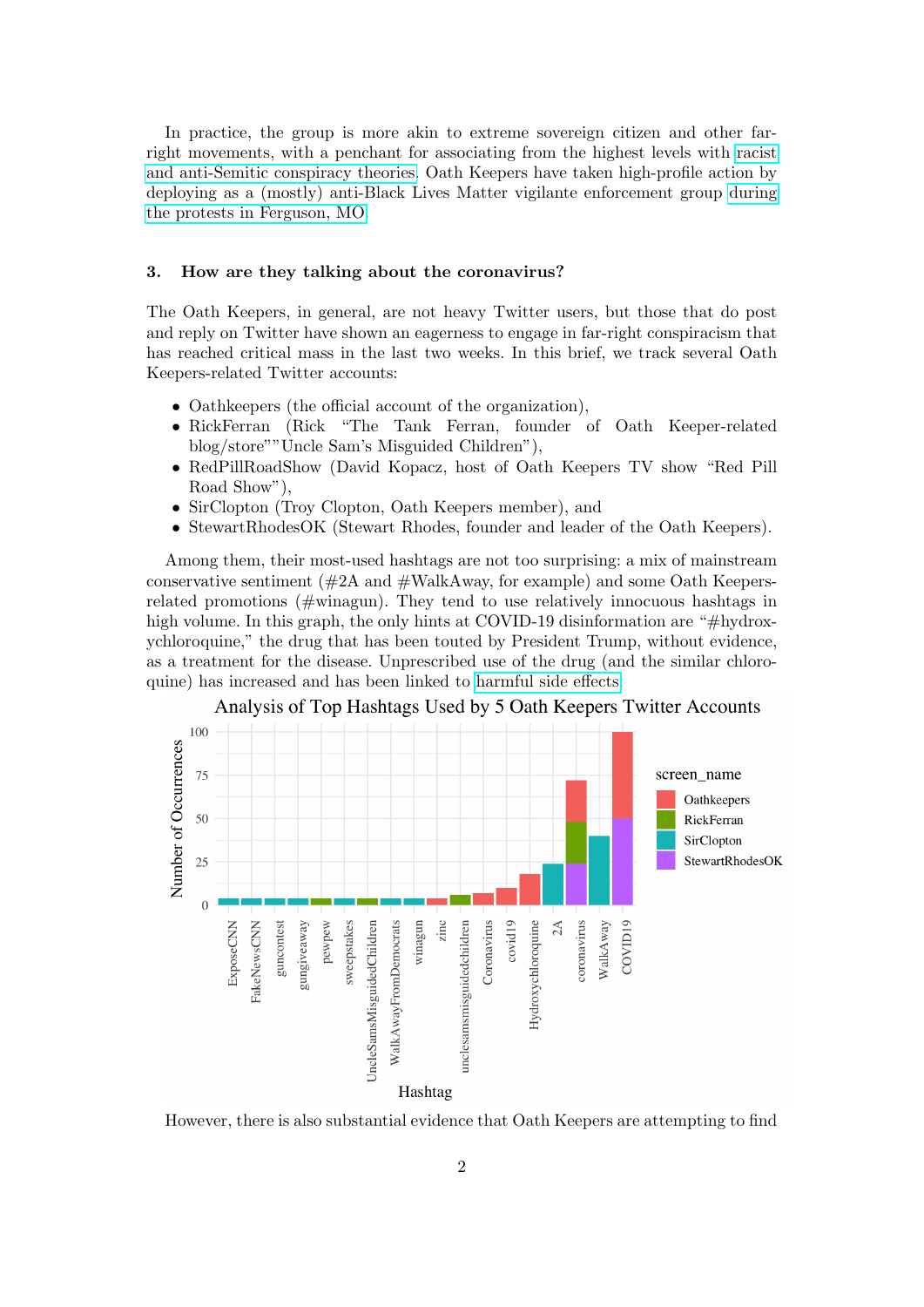In practice, the group is more akin to extreme sovereign citizen and other far-right movements, with a penchant for associating from the highest levels with racist and anti-Semitic conspiracy theories. Oath Keepers have taken high-profile action by deploying as a (mostly) anti-Black Lives Matter vigilante enforcement group during the protests in Ferguson, MO.

### 3. How are they talking about the coronavirus?

The Oath Keepers, in general, are not heavy Twitter users, but those that do post and reply on Twitter have shown an eagerness to engage in far-right conspiracism that has reached critical mass in the last two weeks. In this brief, we track several Oath Keepers-related Twitter accounts:

- Oathkeepers (the official account of the organization),
- RickFerran (Rick "The Tank Ferran, founder of Oath Keeper-related blog/store""Uncle Sam's Misguided Children"),
- RedPillRoadShow (David Kopacz, host of Oath Keepers TV show "Red Pill Road Show"),
- SirClopton (Troy Clopton, Oath Keepers member), and
- StewartRhodesOK (Stewart Rhodes, founder and leader of the Oath Keepers).

Among them, their most-used hashtags are not too surprising: a mix of mainstream conservative sentiment (#2A and #WalkAway, for example) and some Oath Keepers-related promotions (#winagun). They tend to use relatively innocuous hashtags in high volume. In this graph, the only hints at COVID-19 disinformation are "#hydroxychloroquine," the drug that has been touted by President Trump, without evidence, as a treatment for the disease. Unprescribed use of the drug (and the similar chloroquine) has increased and has been linked to harmful side effects.

Analysis of Top Hashtags Used by 5 Oath Keepers Twitter Accounts

However, there is also substantial evidence that Oath Keepers are attempting to find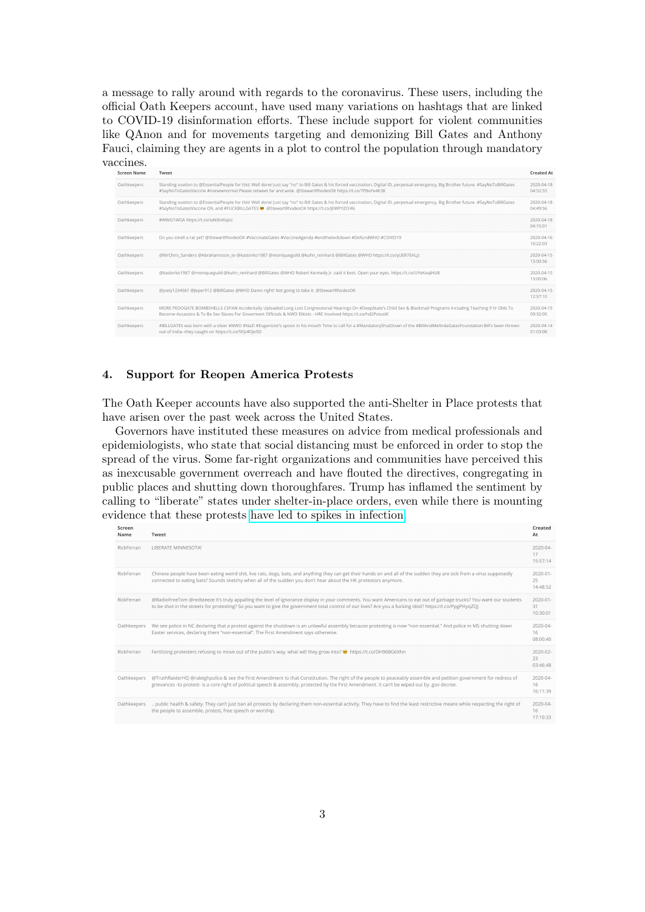a message to rally around with regards to the coronavirus. These users, including the official Oath Keepers account, have used many variations on hashtags that are linked to COVID-19 disinformation efforts. These include support for violent communities like QAnon and for movements targeting and demonizing Bill Gates and Anthony Fauci, claiming they are agents in a plot to control the population through mandatory vaccines.

| Screen Name | Tweet | Created At |
|---|---|---|
| Oathkeepers | Standing ovation to @EssentialPeople for this! Well done! Just say "no" to Bill Gates & his forced vaccination, Digital ID, perpetual emergency, Big Brother future. #SayNoToBillGates #SayNoToGatesVaccine #nonewnormal Please retweet far and wide. @StewartRhodesOK https://t.co/7FBoFe4K38 | 2020-04-18 04:52:55 |
| Oathkeepers | Standing ovation to @EssentialPeople for this! Well done! Just say "no" to Bill Gates & his forced vaccination, Digital ID, perpetual emergency, Big Brother future. #SayNoToBillGates #SayNoToGatesVaccine Oh, and #FUCKBILLGATES 😎 @StewartRhodesOK https://t.co/JEWPYZCHI6 | 2020-04-18 04:49:56 |
| Oathkeepers | #WWG1WGA https://t.co/sdktbV6ipU | 2020-04-18 04:15:01 |
| Oathkeepers | Do you smell a rat yet? @StewartRhodesOK #VaccinateGates #VaccineAgenda #endthelockdown #DefundWHO #COVID19 | 2020-04-16 10:22:03 |
| Oathkeepers | @MrChris_Sanders @Abrahamsson_sv @kastorko1987 @moniqueguild @kuhn_reinhard @BillGates @WHO https://t.co/yUER7EALjz | 2020-04-15 13:00:56 |
| Oathkeepers | @kastorko1987 @moniqueguild @kuhn_reinhard @BillGates @WHO Robert Kennedy Jr. said it best. Open your eyes. https://t.co/UYeKoaJHU8 | 2020-04-15 13:00:06 |
| Oathkeepers | @joely1234561 @Jeper912 @BillGates @WHO Damn right! Not going to take it. @StewartRhodesOK | 2020-04-15 12:57:10 |
| Oathkeepers | MORE PEDOGATE BOMBSHELLS CSPAN Accidentally Uploaded Long Lost Congressional Hearings On #DeepState's Child Sex & Blackmail Programs Including Teaching 9 Yr Olds To Become Assassins & To Be Sex Slaves For Goverment Officials & NWO Elitists - HRC Involved https://t.co/hd2PxtustK | 2020-04-15 09:32:05 |
| Oathkeepers | #BILLGATES was born with a silver #NWO #NaZi #Eugenicist's spoon in his mouth Time to call for a #MandatoryShutDown of the #BillAndMelindaGatesFoundation Bill's been thrown out of India--they caught on https://t.co/SFJz4OJe5D | 2020-04-14 01:03:08 |

## 4. Support for Reopen America Protests

The Oath Keeper accounts have also supported the anti-Shelter in Place protests that have arisen over the past week across the United States.

Governors have instituted these measures on advice from medical professionals and epidemiologists, who state that social distancing must be enforced in order to stop the spread of the virus. Some far-right organizations and communities have perceived this as inexcusable government overreach and have flouted the directives, congregating in public places and shutting down thoroughfares. Trump has inflamed the sentiment by calling to "liberate" states under shelter-in-place orders, even while there is mounting evidence that these protests have led to spikes in infection.

| Screen Name | Tweet | Created At |
|---|---|---|
| RickFerran | LIBERATE MINNESOTA! | 2020-04-17 15:57:14 |
| RickFerran | Chinese people have been eating weird shit, live rats, dogs, bats, and anything they can get their hands on and all of the sudden they are sick from a virus supposedly connected to eating bats? Sounds sketchy when all of the sudden you don't hear about the HK protestors anymore. | 2020-01-25 14:48:52 |
| RickFerran | @RadioFreeTom @redsteeze It's truly appalling the level of ignorance display in your comments. You want Americans to eat out of garbage trucks? You want our students to be shot in the streets for protesting? So you want to give the government total control of our lives? Are you a fucking idiot? https://t.co/PpgPHyqZQJ | 2020-01-31 10:30:01 |
| Oathkeepers | We see police in NC declaring that a protest against the shutdown is an unlawful assembly because protesting is now "non-essential." And police in MS shutting down Easter services, declaring them "non-essential". The First Amendment says otherwise. | 2020-04-16 08:00:40 |
| RickFerran | Fertilizing protesters refusing to move out of the public's way, what will they grow into? 😎 https://t.co/DH96BG6Xhn | 2020-02-23 03:46:48 |
| Oathkeepers | @TruthRaiderHQ @raleighpolice & see the First Amendment to that Constitution. The right of the people to peaceably assemble and petition government for redress of grievances -to protest- is a core right of political speech & assembly, protected by the First Amendment. It can't be wiped out by .gov decree. | 2020-04-16 16:11:39 |
| Oathkeepers | .. public health & safety. They can't just ban all protests by declaring them non-essential activity. They have to find the least restrictive means while respecting the right of the people to assemble, protest, free speech or worship. | 2020-04-16 17:10:33 |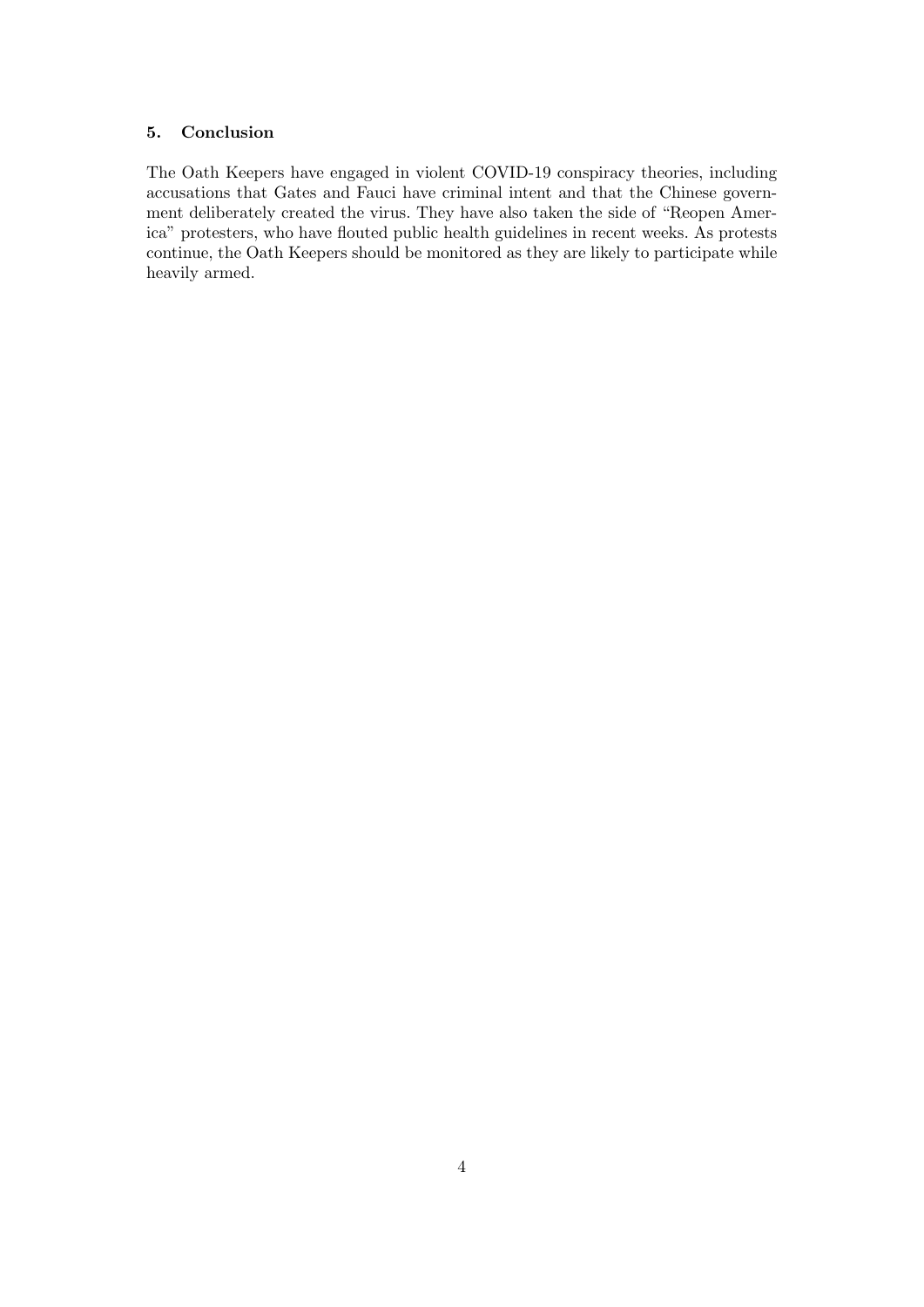## 5. Conclusion

The Oath Keepers have engaged in violent COVID-19 conspiracy theories, including accusations that Gates and Fauci have criminal intent and that the Chinese government deliberately created the virus. They have also taken the side of "Reopen America" protesters, who have flouted public health guidelines in recent weeks. As protests continue, the Oath Keepers should be monitored as they are likely to participate while heavily armed.